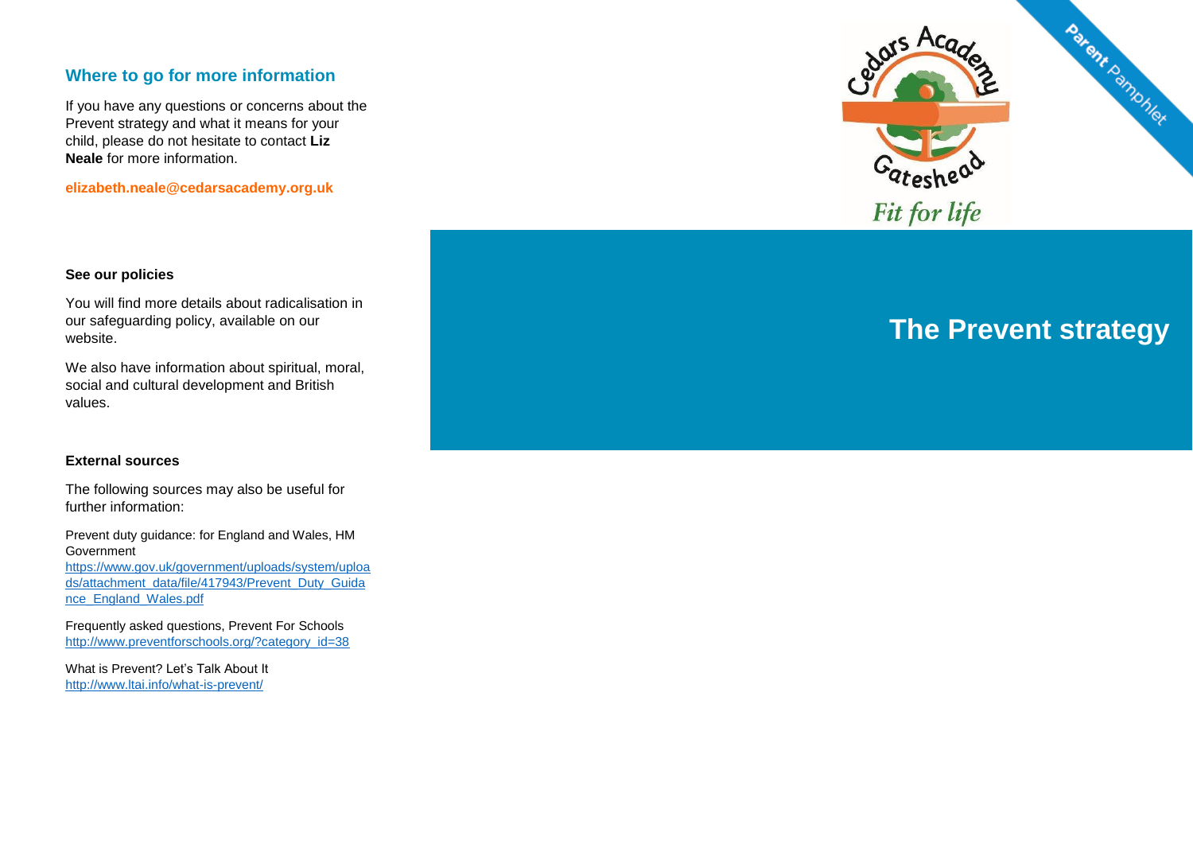## Where to go for more information

If you have any questions or concerns about the Prevent strategy and what it means for your child, please do not hesitate to contact **Liz Neale** for more information.

**elizabeth.neale@cedarsacademy.org.uk**

### See our policies

You will find more details about radicalisation in our safeguarding policy, available on our website.

We also have information about spiritual, moral, social and cultural development and British values.

### External sources

The following sources may also be useful for further information:

Prevent duty guidance: for England and Wales, HM Government
https://www.gov.uk/government/uploads/system/uploads/attachment_data/file/417943/Prevent_Duty_Guidance_England_Wales.pdf

Frequently asked questions, Prevent For Schools
http://www.preventforschools.org/?category_id=38

What is Prevent? Let's Talk About It
http://www.ltai.info/what-is-prevent/

Cedars Academy Gateshead

*Fit for life*

Parent Pamphlet

# The Prevent strategy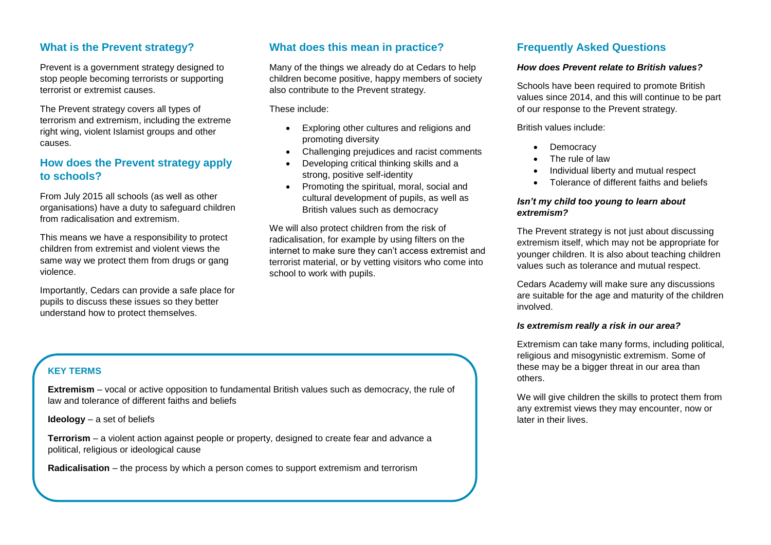## What is the Prevent strategy?

Prevent is a government strategy designed to stop people becoming terrorists or supporting terrorist or extremist causes.

The Prevent strategy covers all types of terrorism and extremism, including the extreme right wing, violent Islamist groups and other causes.

## How does the Prevent strategy apply to schools?

From July 2015 all schools (as well as other organisations) have a duty to safeguard children from radicalisation and extremism.

This means we have a responsibility to protect children from extremist and violent views the same way we protect them from drugs or gang violence.

Importantly, Cedars can provide a safe place for pupils to discuss these issues so they better understand how to protect themselves.

## What does this mean in practice?

Many of the things we already do at Cedars to help children become positive, happy members of society also contribute to the Prevent strategy.

These include:

- Exploring other cultures and religions and promoting diversity
- Challenging prejudices and racist comments
- Developing critical thinking skills and a strong, positive self-identity
- Promoting the spiritual, moral, social and cultural development of pupils, as well as British values such as democracy

We will also protect children from the risk of radicalisation, for example by using filters on the internet to make sure they can't access extremist and terrorist material, or by vetting visitors who come into school to work with pupils.

### KEY TERMS

**Extremism** – vocal or active opposition to fundamental British values such as democracy, the rule of law and tolerance of different faiths and beliefs

**Ideology** – a set of beliefs

**Terrorism** – a violent action against people or property, designed to create fear and advance a political, religious or ideological cause

**Radicalisation** – the process by which a person comes to support extremism and terrorism

## Frequently Asked Questions

***How does Prevent relate to British values?***

Schools have been required to promote British values since 2014, and this will continue to be part of our response to the Prevent strategy.

British values include:

- Democracy
- The rule of law
- Individual liberty and mutual respect
- Tolerance of different faiths and beliefs

***Isn't my child too young to learn about extremism?***

The Prevent strategy is not just about discussing extremism itself, which may not be appropriate for younger children. It is also about teaching children values such as tolerance and mutual respect.

Cedars Academy will make sure any discussions are suitable for the age and maturity of the children involved.

***Is extremism really a risk in our area?***

Extremism can take many forms, including political, religious and misogynistic extremism. Some of these may be a bigger threat in our area than others.

We will give children the skills to protect them from any extremist views they may encounter, now or later in their lives.